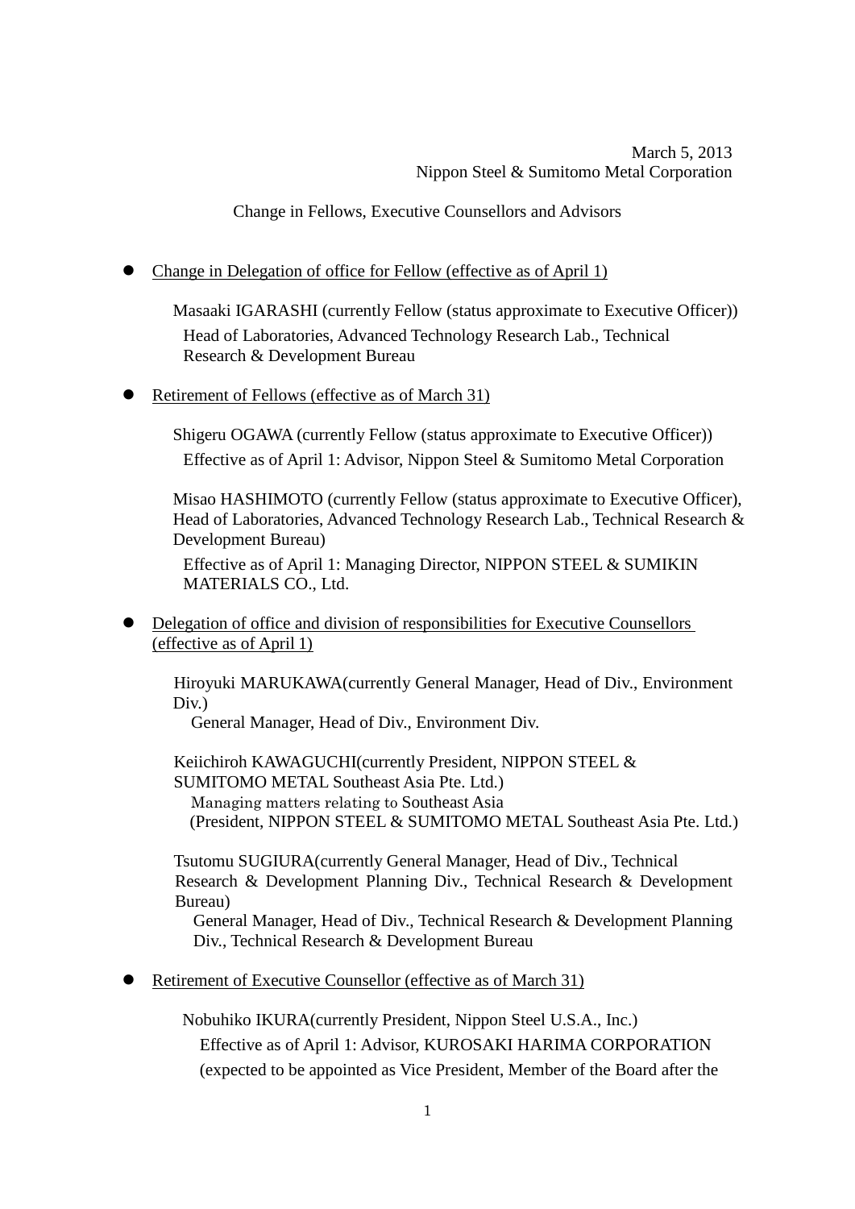March 5, 2013
Nippon Steel & Sumitomo Metal Corporation

Change in Fellows, Executive Counsellors and Advisors

- Change in Delegation of office for Fellow (effective as of April 1)

  Masaaki IGARASHI (currently Fellow (status approximate to Executive Officer))
  Head of Laboratories, Advanced Technology Research Lab., Technical Research & Development Bureau

- Retirement of Fellows (effective as of March 31)

  Shigeru OGAWA (currently Fellow (status approximate to Executive Officer))
  Effective as of April 1: Advisor, Nippon Steel & Sumitomo Metal Corporation

  Misao HASHIMOTO (currently Fellow (status approximate to Executive Officer), Head of Laboratories, Advanced Technology Research Lab., Technical Research & Development Bureau)
  Effective as of April 1: Managing Director, NIPPON STEEL & SUMIKIN MATERIALS CO., Ltd.

- Delegation of office and division of responsibilities for Executive Counsellors (effective as of April 1)

  Hiroyuki MARUKAWA(currently General Manager, Head of Div., Environment Div.)
  General Manager, Head of Div., Environment Div.

  Keiichiroh KAWAGUCHI(currently President, NIPPON STEEL & SUMITOMO METAL Southeast Asia Pte. Ltd.)
  Managing matters relating to Southeast Asia
  (President, NIPPON STEEL & SUMITOMO METAL Southeast Asia Pte. Ltd.)

  Tsutomu SUGIURA(currently General Manager, Head of Div., Technical Research & Development Planning Div., Technical Research & Development Bureau)
  General Manager, Head of Div., Technical Research & Development Planning Div., Technical Research & Development Bureau

- Retirement of Executive Counsellor (effective as of March 31)

  Nobuhiko IKURA(currently President, Nippon Steel U.S.A., Inc.)
  Effective as of April 1: Advisor, KUROSAKI HARIMA CORPORATION
  (expected to be appointed as Vice President, Member of the Board after the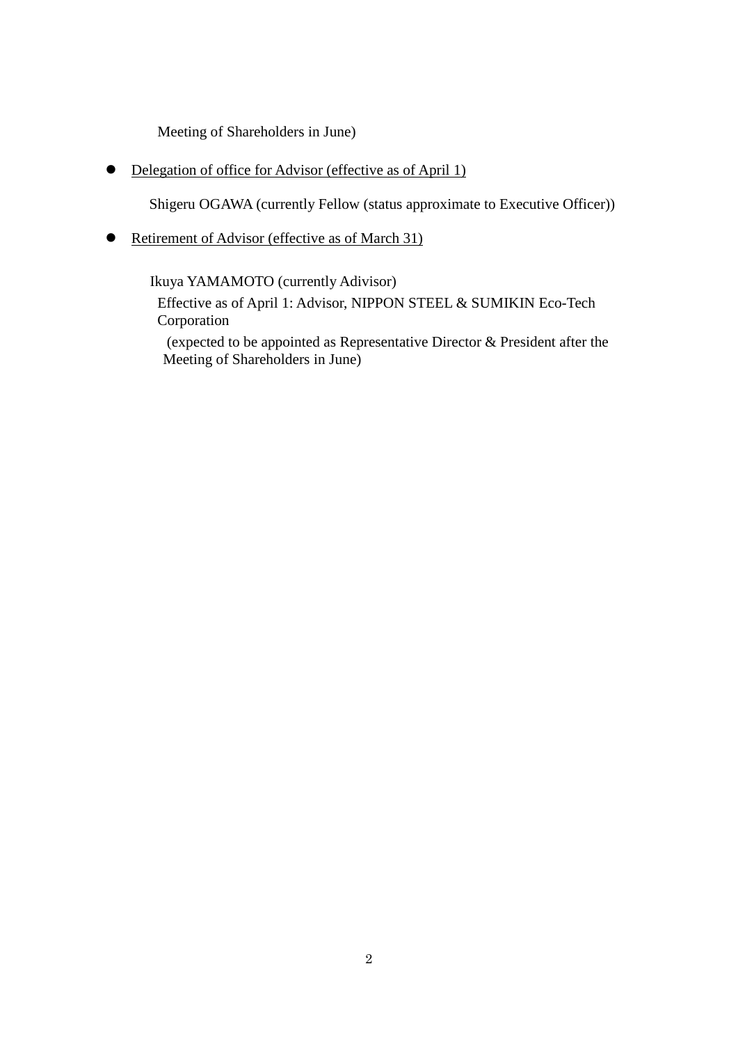Meeting of Shareholders in June)

- <u>Delegation of office for Advisor (effective as of April 1)</u>

  Shigeru OGAWA (currently Fellow (status approximate to Executive Officer))

- <u>Retirement of Advisor (effective as of March 31)</u>

  Ikuya YAMAMOTO (currently Adivisor)

  Effective as of April 1: Advisor, NIPPON STEEL & SUMIKIN Eco-Tech Corporation

  (expected to be appointed as Representative Director & President after the Meeting of Shareholders in June)